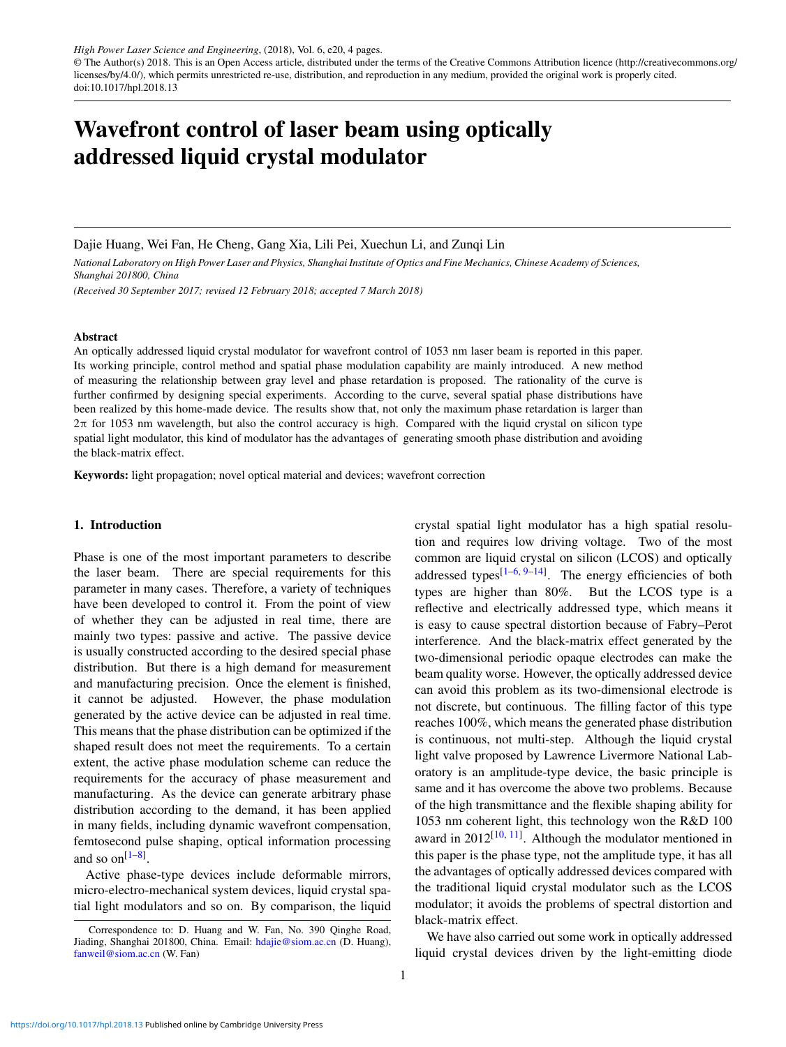# Wavefront control of laser beam using optically addressed liquid crystal modulator

Dajie Huang, Wei Fan, He Cheng, Gang Xia, Lili Pei, Xuechun Li, and Zunqi Lin

*National Laboratory on High Power Laser and Physics, Shanghai Institute of Optics and Fine Mechanics, Chinese Academy of Sciences, Shanghai 201800, China*

*(Received 30 September 2017; revised 12 February 2018; accepted 7 March 2018)*

## Abstract

An optically addressed liquid crystal modulator for wavefront control of 1053 nm laser beam is reported in this paper. Its working principle, control method and spatial phase modulation capability are mainly introduced. A new method of measuring the relationship between gray level and phase retardation is proposed. The rationality of the curve is further confirmed by designing special experiments. According to the curve, several spatial phase distributions have been realized by this home-made device. The results show that, not only the maximum phase retardation is larger than $2\pi$ for 1053 nm wavelength, but also the control accuracy is high. Compared with the liquid crystal on silicon type spatial light modulator, this kind of modulator has the advantages of generating smooth phase distribution and avoiding the black-matrix effect.

**Keywords:** light propagation; novel optical material and devices; wavefront correction

## 1. Introduction

Phase is one of the most important parameters to describe the laser beam. There are special requirements for this parameter in many cases. Therefore, a variety of techniques have been developed to control it. From the point of view of whether they can be adjusted in real time, there are mainly two types: passive and active. The passive device is usually constructed according to the desired special phase distribution. But there is a high demand for measurement and manufacturing precision. Once the element is finished, it cannot be adjusted. However, the phase modulation generated by the active device can be adjusted in real time. This means that the phase distribution can be optimized if the shaped result does not meet the requirements. To a certain extent, the active phase modulation scheme can reduce the requirements for the accuracy of phase measurement and manufacturing. As the device can generate arbitrary phase distribution according to the demand, it has been applied in many fields, including dynamic wavefront compensation, femtosecond pulse shaping, optical information processing and so on[1–8].

Active phase-type devices include deformable mirrors, micro-electro-mechanical system devices, liquid crystal spatial light modulators and so on. By comparison, the liquid crystal spatial light modulator has a high spatial resolution and requires low driving voltage. Two of the most common are liquid crystal on silicon (LCOS) and optically addressed types[1–6, 9–14]. The energy efficiencies of both types are higher than 80%. But the LCOS type is a reflective and electrically addressed type, which means it is easy to cause spectral distortion because of Fabry–Perot interference. And the black-matrix effect generated by the two-dimensional periodic opaque electrodes can make the beam quality worse. However, the optically addressed device can avoid this problem as its two-dimensional electrode is not discrete, but continuous. The filling factor of this type reaches 100%, which means the generated phase distribution is continuous, not multi-step. Although the liquid crystal light valve proposed by Lawrence Livermore National Laboratory is an amplitude-type device, the basic principle is same and it has overcome the above two problems. Because of the high transmittance and the flexible shaping ability for 1053 nm coherent light, this technology won the R&D 100 award in 2012[10, 11]. Although the modulator mentioned in this paper is the phase type, not the amplitude type, it has all the advantages of optically addressed devices compared with the traditional liquid crystal modulator such as the LCOS modulator; it avoids the problems of spectral distortion and black-matrix effect.

We have also carried out some work in optically addressed liquid crystal devices driven by the light-emitting diode

Correspondence to: D. Huang and W. Fan, No. 390 Qinghe Road, Jiading, Shanghai 201800, China. Email: hdajie@siom.ac.cn (D. Huang), fanweil@siom.ac.cn (W. Fan)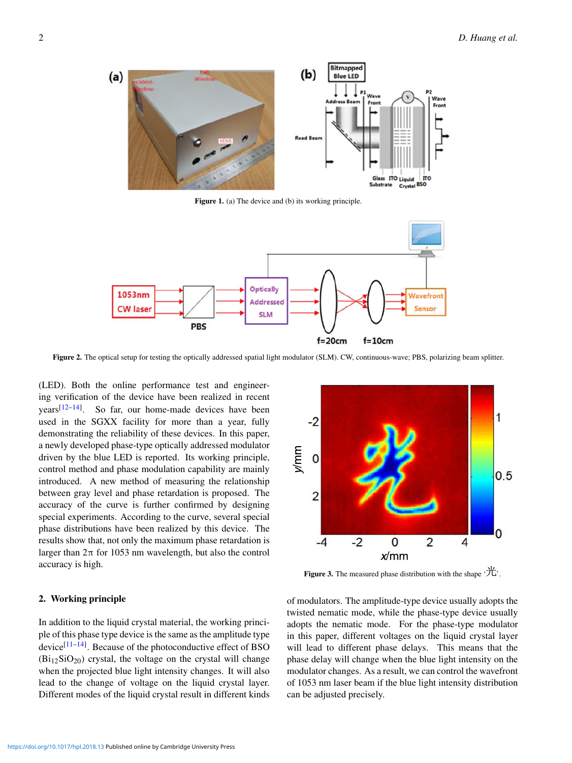Figure 1. (a) The device and (b) its working principle.

Figure 2. The optical setup for testing the optically addressed spatial light modulator (SLM). CW, continuous-wave; PBS, polarizing beam splitter.

(LED). Both the online performance test and engineering verification of the device have been realized in recent years[12–14]. So far, our home-made devices have been used in the SGXX facility for more than a year, fully demonstrating the reliability of these devices. In this paper, a newly developed phase-type optically addressed modulator driven by the blue LED is reported. Its working principle, control method and phase modulation capability are mainly introduced. A new method of measuring the relationship between gray level and phase retardation is proposed. The accuracy of the curve is further confirmed by designing special experiments. According to the curve, several special phase distributions have been realized by this device. The results show that, not only the maximum phase retardation is larger than 2π for 1053 nm wavelength, but also the control accuracy is high.

Figure 3. The measured phase distribution with the shape '光'.

## 2. Working principle

In addition to the liquid crystal material, the working principle of this phase type device is the same as the amplitude type device[11–14]. Because of the photoconductive effect of BSO ($Bi_{12}SiO_{20}$) crystal, the voltage on the crystal will change when the projected blue light intensity changes. It will also lead to the change of voltage on the liquid crystal layer. Different modes of the liquid crystal result in different kinds of modulators. The amplitude-type device usually adopts the twisted nematic mode, while the phase-type device usually adopts the nematic mode. For the phase-type modulator in this paper, different voltages on the liquid crystal layer will lead to different phase delays. This means that the phase delay will change when the blue light intensity on the modulator changes. As a result, we can control the wavefront of 1053 nm laser beam if the blue light intensity distribution can be adjusted precisely.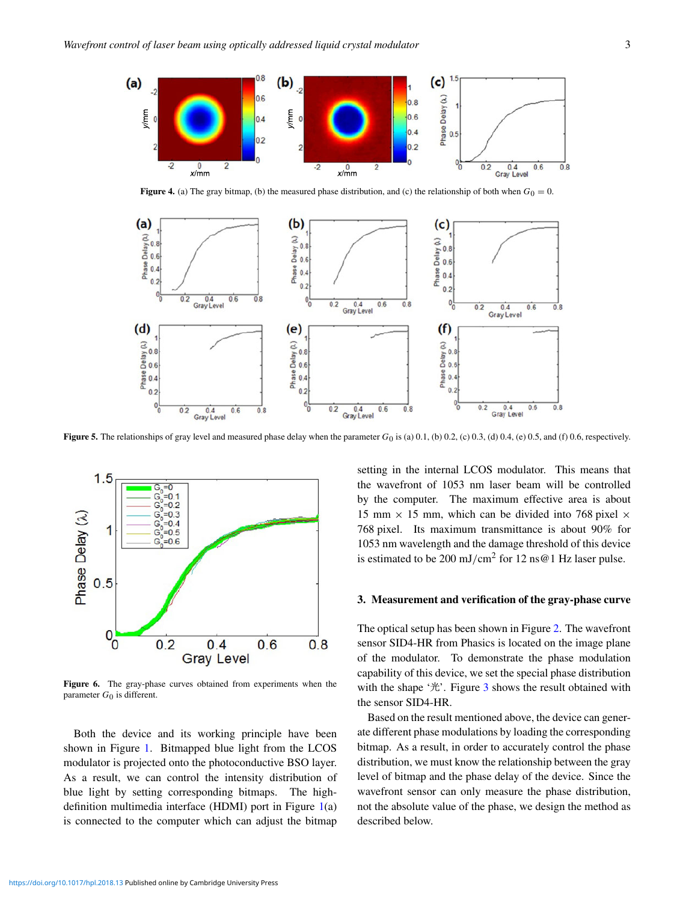**Figure 4.** (a) The gray bitmap, (b) the measured phase distribution, and (c) the relationship of both when $G_0 = 0$.

**Figure 5.** The relationships of gray level and measured phase delay when the parameter $G_0$ is (a) 0.1, (b) 0.2, (c) 0.3, (d) 0.4, (e) 0.5, and (f) 0.6, respectively.

**Figure 6.** The gray-phase curves obtained from experiments when the parameter $G_0$ is different.

Both the device and its working principle have been shown in Figure 1. Bitmapped blue light from the LCOS modulator is projected onto the photoconductive BSO layer. As a result, we can control the intensity distribution of blue light by setting corresponding bitmaps. The high-definition multimedia interface (HDMI) port in Figure 1(a) is connected to the computer which can adjust the bitmap setting in the internal LCOS modulator. This means that the wavefront of 1053 nm laser beam will be controlled by the computer. The maximum effective area is about 15 mm × 15 mm, which can be divided into 768 pixel × 768 pixel. Its maximum transmittance is about 90% for 1053 nm wavelength and the damage threshold of this device is estimated to be 200 mJ/cm$^2$ for 12 ns@1 Hz laser pulse.

## 3. Measurement and verification of the gray-phase curve

The optical setup has been shown in Figure 2. The wavefront sensor SID4-HR from Phasics is located on the image plane of the modulator. To demonstrate the phase modulation capability of this device, we set the special phase distribution with the shape '光'. Figure 3 shows the result obtained with the sensor SID4-HR.

Based on the result mentioned above, the device can generate different phase modulations by loading the corresponding bitmap. As a result, in order to accurately control the phase distribution, we must know the relationship between the gray level of bitmap and the phase delay of the device. Since the wavefront sensor can only measure the phase distribution, not the absolute value of the phase, we design the method as described below.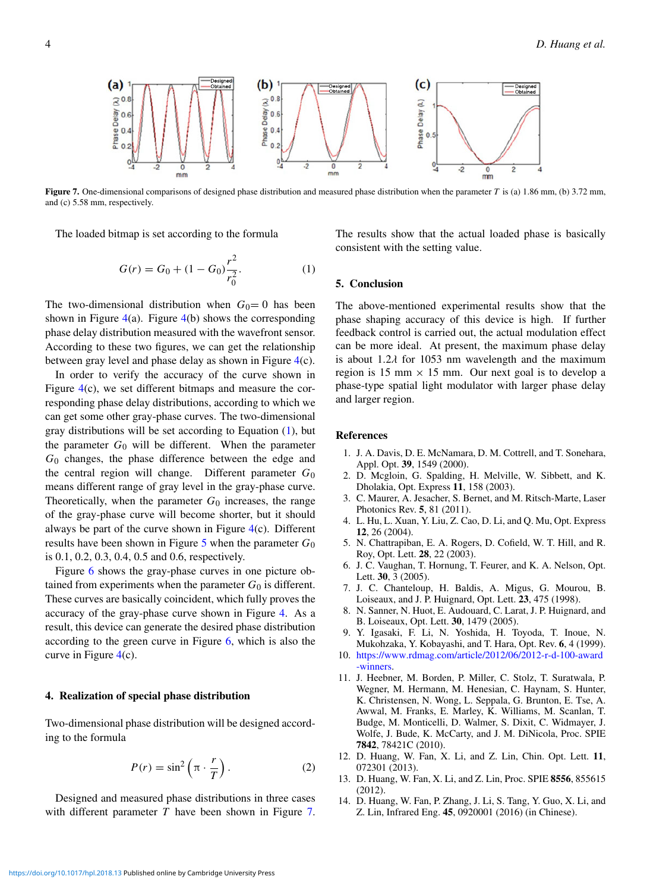(a)
Phase Delay (λ)
1
0.8
0.6
0.4
0.2
0
-4 -2 0 2 4
mm
Designed
Obtained

(b)
Phase Delay (λ)
1
0.8
0.6
0.4
0.2
0
-4 -2 0 2 4
mm
Designed
Obtained

(c)
Phase Delay (λ)
1
0.5
0
-4 -2 0 2 4
mm
Designed
Obtained

**Figure 7.** One-dimensional comparisons of designed phase distribution and measured phase distribution when the parameter $T$ is (a) 1.86 mm, (b) 3.72 mm, and (c) 5.58 mm, respectively.

The loaded bitmap is set according to the formula

$$G(r) = G_0 + (1 - G_0)\frac{r^2}{r_0^2}. \qquad (1)$$

The two-dimensional distribution when $G_0 = 0$ has been shown in Figure 4(a). Figure 4(b) shows the corresponding phase delay distribution measured with the wavefront sensor. According to these two figures, we can get the relationship between gray level and phase delay as shown in Figure 4(c).

In order to verify the accuracy of the curve shown in Figure 4(c), we set different bitmaps and measure the corresponding phase delay distributions, according to which we can get some other gray-phase curves. The two-dimensional gray distributions will be set according to Equation (1), but the parameter $G_0$ will be different. When the parameter $G_0$ changes, the phase difference between the edge and the central region will change. Different parameter $G_0$ means different range of gray level in the gray-phase curve. Theoretically, when the parameter $G_0$ increases, the range of the gray-phase curve will become shorter, but it should always be part of the curve shown in Figure 4(c). Different results have been shown in Figure 5 when the parameter $G_0$ is 0.1, 0.2, 0.3, 0.4, 0.5 and 0.6, respectively.

Figure 6 shows the gray-phase curves in one picture obtained from experiments when the parameter $G_0$ is different. These curves are basically coincident, which fully proves the accuracy of the gray-phase curve shown in Figure 4. As a result, this device can generate the desired phase distribution according to the green curve in Figure 6, which is also the curve in Figure 4(c).

## 4. Realization of special phase distribution

Two-dimensional phase distribution will be designed according to the formula

$$P(r) = \sin^2\left(\pi \cdot \frac{r}{T}\right). \qquad (2)$$

Designed and measured phase distributions in three cases with different parameter $T$ have been shown in Figure 7. The results show that the actual loaded phase is basically consistent with the setting value.

## 5. Conclusion

The above-mentioned experimental results show that the phase shaping accuracy of this device is high. If further feedback control is carried out, the actual modulation effect can be more ideal. At present, the maximum phase delay is about $1.2\lambda$ for 1053 nm wavelength and the maximum region is 15 mm × 15 mm. Our next goal is to develop a phase-type spatial light modulator with larger phase delay and larger region.

## References

1. J. A. Davis, D. E. McNamara, D. M. Cottrell, and T. Sonehara, Appl. Opt. **39**, 1549 (2000).
2. D. Mcgloin, G. Spalding, H. Melville, W. Sibbett, and K. Dholakia, Opt. Express **11**, 158 (2003).
3. C. Maurer, A. Jesacher, S. Bernet, and M. Ritsch-Marte, Laser Photonics Rev. **5**, 81 (2011).
4. L. Hu, L. Xuan, Y. Liu, Z. Cao, D. Li, and Q. Mu, Opt. Express **12**, 26 (2004).
5. N. Chattrapiban, E. A. Rogers, D. Cofield, W. T. Hill, and R. Roy, Opt. Lett. **28**, 22 (2003).
6. J. C. Vaughan, T. Hornung, T. Feurer, and K. A. Nelson, Opt. Lett. **30**, 3 (2005).
7. J. C. Chanteloup, H. Baldis, A. Migus, G. Mourou, B. Loiseaux, and J. P. Huignard, Opt. Lett. **23**, 475 (1998).
8. N. Sanner, N. Huot, E. Audouard, C. Larat, J. P. Huignard, and B. Loiseaux, Opt. Lett. **30**, 1479 (2005).
9. Y. Igasaki, F. Li, N. Yoshida, H. Toyoda, T. Inoue, N. Mukohzaka, Y. Kobayashi, and T. Hara, Opt. Rev. **6**, 4 (1999).
10. https://www.rdmag.com/article/2012/06/2012-r-d-100-award-winners.
11. J. Heebner, M. Borden, P. Miller, C. Stolz, T. Suratwala, P. Wegner, M. Hermann, M. Henesian, C. Haynam, S. Hunter, K. Christensen, N. Wong, L. Seppala, G. Brunton, E. Tse, A. Awwal, M. Franks, E. Marley, K. Williams, M. Scanlan, T. Budge, M. Monticelli, D. Walmer, S. Dixit, C. Widmayer, J. Wolfe, J. Bude, K. McCarty, and J. M. DiNicola, Proc. SPIE **7842**, 78421C (2010).
12. D. Huang, W. Fan, X. Li, and Z. Lin, Chin. Opt. Lett. **11**, 072301 (2013).
13. D. Huang, W. Fan, X. Li, and Z. Lin, Proc. SPIE **8556**, 855615 (2012).
14. D. Huang, W. Fan, P. Zhang, J. Li, S. Tang, Y. Guo, X. Li, and Z. Lin, Infrared Eng. **45**, 0920001 (2016) (in Chinese).